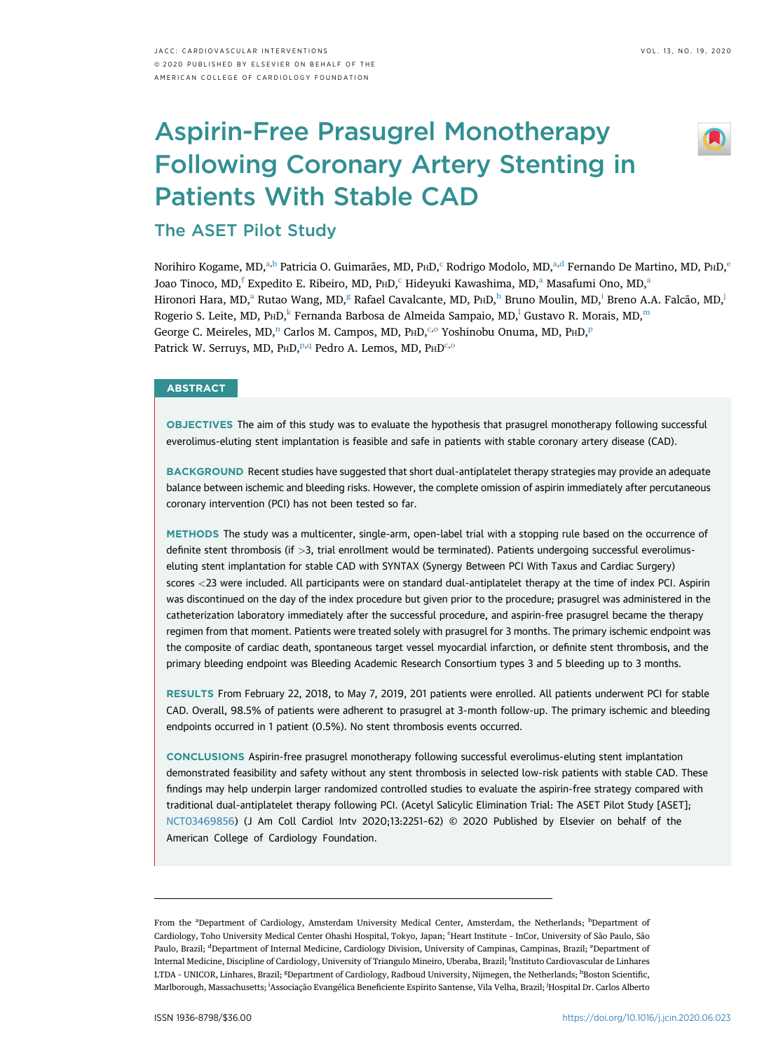# Aspirin-Free Prasugrel Monotherapy Following Coronary Artery Stenting in Patients With Stable CAD

## The ASET Pilot Study

Norihiro Kogame, MD,[a,b] Patricia O. Guimarães, MD, PhD,[c] Rodrigo Modolo, MD,[a,d] Fernando De Martino, MD, PhD,[e] Joao Tinoco, MD,[f] Expedito E. Ribeiro, MD, PhD,[c] Hideyuki Kawashima, MD,[a] Masafumi Ono, MD,[a] Hironori Hara, MD,[a] Rutao Wang, MD,[g] Rafael Cavalcante, MD, PhD,[h] Bruno Moulin, MD,[i] Breno A.A. Falcão, MD,[j] Rogerio S. Leite, MD, PhD,[k] Fernanda Barbosa de Almeida Sampaio, MD,[l] Gustavo R. Morais, MD,[m] George C. Meireles, MD,[n] Carlos M. Campos, MD, PhD,[c,o] Yoshinobu Onuma, MD, PhD,[p] Patrick W. Serruys, MD, PhD,[p,q] Pedro A. Lemos, MD, PhD[c,o]

## ABSTRACT

**OBJECTIVES** The aim of this study was to evaluate the hypothesis that prasugrel monotherapy following successful everolimus-eluting stent implantation is feasible and safe in patients with stable coronary artery disease (CAD).

**BACKGROUND** Recent studies have suggested that short dual-antiplatelet therapy strategies may provide an adequate balance between ischemic and bleeding risks. However, the complete omission of aspirin immediately after percutaneous coronary intervention (PCI) has not been tested so far.

**METHODS** The study was a multicenter, single-arm, open-label trial with a stopping rule based on the occurrence of definite stent thrombosis (if >3, trial enrollment would be terminated). Patients undergoing successful everolimus-eluting stent implantation for stable CAD with SYNTAX (Synergy Between PCI With Taxus and Cardiac Surgery) scores <23 were included. All participants were on standard dual-antiplatelet therapy at the time of index PCI. Aspirin was discontinued on the day of the index procedure but given prior to the procedure; prasugrel was administered in the catheterization laboratory immediately after the successful procedure, and aspirin-free prasugrel became the therapy regimen from that moment. Patients were treated solely with prasugrel for 3 months. The primary ischemic endpoint was the composite of cardiac death, spontaneous target vessel myocardial infarction, or definite stent thrombosis, and the primary bleeding endpoint was Bleeding Academic Research Consortium types 3 and 5 bleeding up to 3 months.

**RESULTS** From February 22, 2018, to May 7, 2019, 201 patients were enrolled. All patients underwent PCI for stable CAD. Overall, 98.5% of patients were adherent to prasugrel at 3-month follow-up. The primary ischemic and bleeding endpoints occurred in 1 patient (0.5%). No stent thrombosis events occurred.

**CONCLUSIONS** Aspirin-free prasugrel monotherapy following successful everolimus-eluting stent implantation demonstrated feasibility and safety without any stent thrombosis in selected low-risk patients with stable CAD. These findings may help underpin larger randomized controlled studies to evaluate the aspirin-free strategy compared with traditional dual-antiplatelet therapy following PCI. (Acetyl Salicylic Elimination Trial: The ASET Pilot Study [ASET]; NCT03469856) (J Am Coll Cardiol Intv 2020;13:2251–62) © 2020 Published by Elsevier on behalf of the American College of Cardiology Foundation.

---

From the [a]Department of Cardiology, Amsterdam University Medical Center, Amsterdam, the Netherlands; [b]Department of Cardiology, Toho University Medical Center Ohashi Hospital, Tokyo, Japan; [c]Heart Institute - InCor, University of São Paulo, São Paulo, Brazil; [d]Department of Internal Medicine, Cardiology Division, University of Campinas, Campinas, Brazil; [e]Department of Internal Medicine, Discipline of Cardiology, University of Triangulo Mineiro, Uberaba, Brazil; [f]Instituto Cardiovascular de Linhares LTDA - UNICOR, Linhares, Brazil; [g]Department of Cardiology, Radboud University, Nijmegen, the Netherlands; [h]Boston Scientific, Marlborough, Massachusetts; [i]Associação Evangélica Beneficiente Espírito Santense, Vila Velha, Brazil; [j]Hospital Dr. Carlos Alberto

ISSN 1936-8798/$36.00 https://doi.org/10.1016/j.jcin.2020.06.023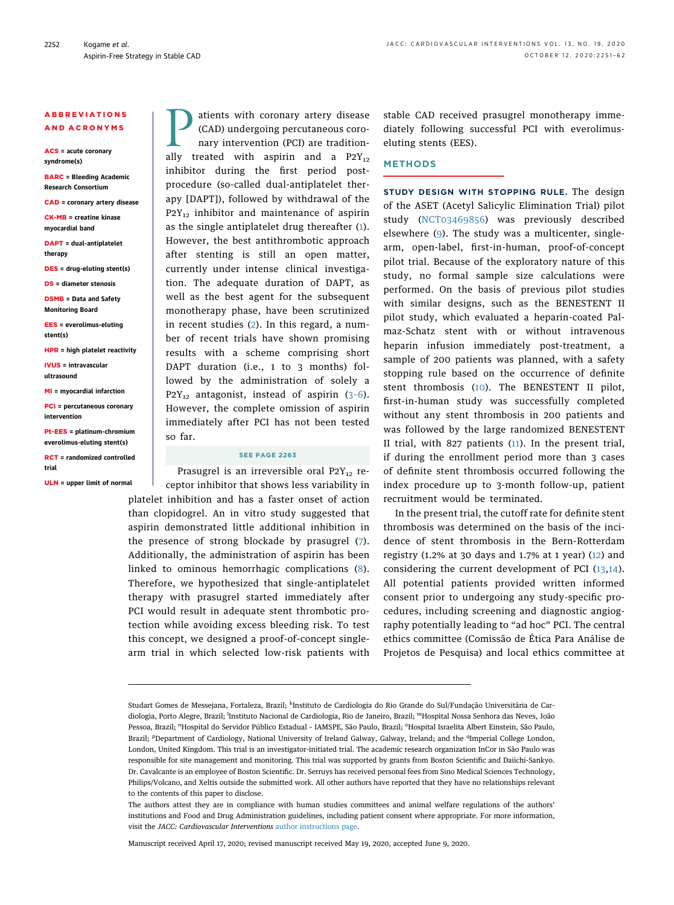## ABBREVIATIONS AND ACRONYMS

**ACS** = acute coronary syndrome(s)

**BARC** = Bleeding Academic Research Consortium

**CAD** = coronary artery disease

**CK-MB** = creatine kinase myocardial band

**DAPT** = dual-antiplatelet therapy

**DES** = drug-eluting stent(s)

**DS** = diameter stenosis

**DSMB** = Data and Safety Monitoring Board

**EES** = everolimus-eluting stent(s)

**HPR** = high platelet reactivity

**IVUS** = intravascular ultrasound

**MI** = myocardial infarction

**PCI** = percutaneous coronary intervention

**Pt-EES** = platinum-chromium everolimus-eluting stent(s)

**RCT** = randomized controlled trial

**ULN** = upper limit of normal

Patients with coronary artery disease (CAD) undergoing percutaneous coronary intervention (PCI) are traditionally treated with aspirin and a $P2Y_{12}$ inhibitor during the first period post-procedure (so-called dual-antiplatelet therapy [DAPT]), followed by withdrawal of the $P2Y_{12}$ inhibitor and maintenance of aspirin as the single antiplatelet drug thereafter (1). However, the best antithrombotic approach after stenting is still an open matter, currently under intense clinical investigation. The adequate duration of DAPT, as well as the best agent for the subsequent monotherapy phase, have been scrutinized in recent studies (2). In this regard, a number of recent trials have shown promising results with a scheme comprising short DAPT duration (i.e., 1 to 3 months) followed by the administration of solely a $P2Y_{12}$ antagonist, instead of aspirin (3–6). However, the complete omission of aspirin immediately after PCI has not been tested so far.

SEE PAGE 2263

Prasugrel is an irreversible oral $P2Y_{12}$ receptor inhibitor that shows less variability in platelet inhibition and has a faster onset of action than clopidogrel. An in vitro study suggested that aspirin demonstrated little additional inhibition in the presence of strong blockade by prasugrel (7). Additionally, the administration of aspirin has been linked to ominous hemorrhagic complications (8). Therefore, we hypothesized that single-antiplatelet therapy with prasugrel started immediately after PCI would result in adequate stent thrombotic protection while avoiding excess bleeding risk. To test this concept, we designed a proof-of-concept single-arm trial in which selected low-risk patients with stable CAD received prasugrel monotherapy immediately following successful PCI with everolimus-eluting stents (EES).

## METHODS

**STUDY DESIGN WITH STOPPING RULE.** The design of the ASET (Acetyl Salicylic Elimination Trial) pilot study (NCT03469856) was previously described elsewhere (9). The study was a multicenter, single-arm, open-label, first-in-human, proof-of-concept pilot trial. Because of the exploratory nature of this study, no formal sample size calculations were performed. On the basis of previous pilot studies with similar designs, such as the BENESTENT II pilot study, which evaluated a heparin-coated Palmaz-Schatz stent with or without intravenous heparin infusion immediately post-treatment, a sample of 200 patients was planned, with a safety stopping rule based on the occurrence of definite stent thrombosis (10). The BENESTENT II pilot, first-in-human study was successfully completed without any stent thrombosis in 200 patients and was followed by the large randomized BENESTENT II trial, with 827 patients (11). In the present trial, if during the enrollment period more than 3 cases of definite stent thrombosis occurred following the index procedure up to 3-month follow-up, patient recruitment would be terminated.

In the present trial, the cutoff rate for definite stent thrombosis was determined on the basis of the incidence of stent thrombosis in the Bern-Rotterdam registry (1.2% at 30 days and 1.7% at 1 year) (12) and considering the current development of PCI (13,14). All potential patients provided written informed consent prior to undergoing any study-specific procedures, including screening and diagnostic angiography potentially leading to "ad hoc" PCI. The central ethics committee (Comissão de Ética Para Análise de Projetos de Pesquisa) and local ethics committee at

---

Studart Gomes de Messejana, Fortaleza, Brazil; [k]Instituto de Cardiologia do Rio Grande do Sul/Fundação Universitária de Cardiologia, Porto Alegre, Brazil; [l]Instituto Nacional de Cardiologia, Rio de Janeiro, Brazil; [m]Hospital Nossa Senhora das Neves, João Pessoa, Brazil; [n]Hospital do Servidor Público Estadual - IAMSPE, São Paulo, Brazil; [o]Hospital Israelita Albert Einstein, São Paulo, Brazil; [p]Department of Cardiology, National University of Ireland Galway, Galway, Ireland; and the [q]Imperial College London, London, United Kingdom. This trial is an investigator-initiated trial. The academic research organization InCor in São Paulo was responsible for site management and monitoring. This trial was supported by grants from Boston Scientific and Daiichi-Sankyo. Dr. Cavalcante is an employee of Boston Scientific. Dr. Serruys has received personal fees from Sino Medical Sciences Technology, Philips/Volcano, and Xeltis outside the submitted work. All other authors have reported that they have no relationships relevant to the contents of this paper to disclose.

The authors attest they are in compliance with human studies committees and animal welfare regulations of the authors' institutions and Food and Drug Administration guidelines, including patient consent where appropriate. For more information, visit the *JACC: Cardiovascular Interventions* author instructions page.

Manuscript received April 17, 2020; revised manuscript received May 19, 2020, accepted June 9, 2020.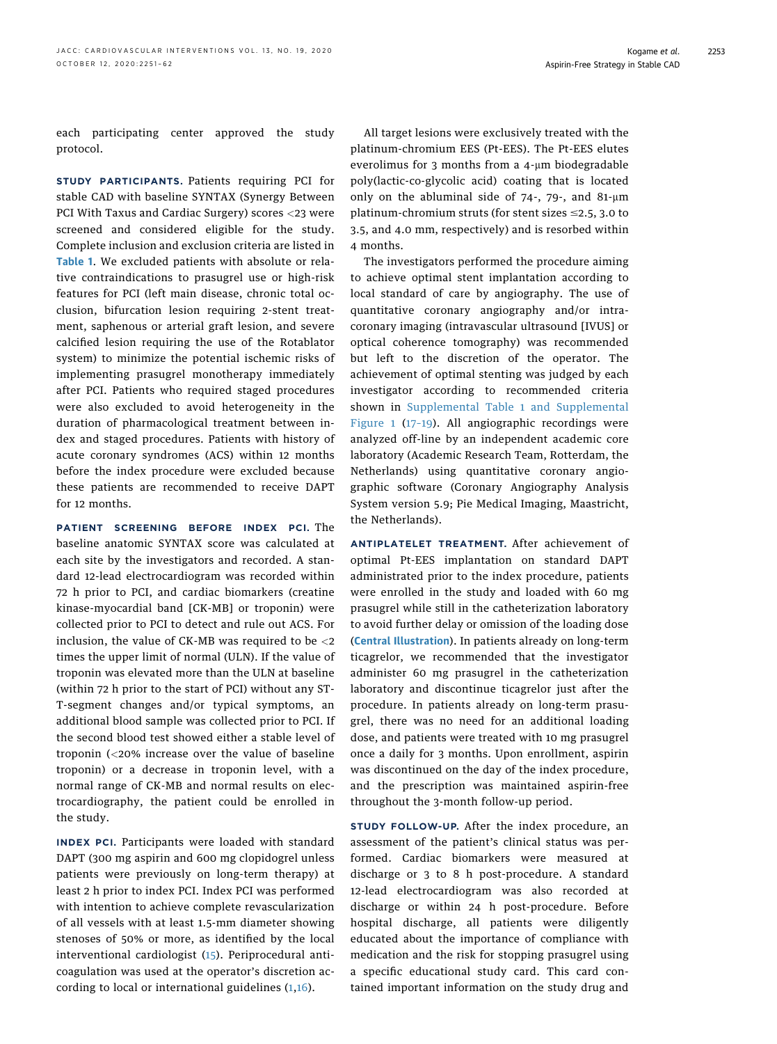each participating center approved the study protocol.

**STUDY PARTICIPANTS.** Patients requiring PCI for stable CAD with baseline SYNTAX (Synergy Between PCI With Taxus and Cardiac Surgery) scores <23 were screened and considered eligible for the study. Complete inclusion and exclusion criteria are listed in Table 1. We excluded patients with absolute or relative contraindications to prasugrel use or high-risk features for PCI (left main disease, chronic total occlusion, bifurcation lesion requiring 2-stent treatment, saphenous or arterial graft lesion, and severe calcified lesion requiring the use of the Rotablator system) to minimize the potential ischemic risks of implementing prasugrel monotherapy immediately after PCI. Patients who required staged procedures were also excluded to avoid heterogeneity in the duration of pharmacological treatment between index and staged procedures. Patients with history of acute coronary syndromes (ACS) within 12 months before the index procedure were excluded because these patients are recommended to receive DAPT for 12 months.

**PATIENT SCREENING BEFORE INDEX PCI.** The baseline anatomic SYNTAX score was calculated at each site by the investigators and recorded. A standard 12-lead electrocardiogram was recorded within 72 h prior to PCI, and cardiac biomarkers (creatine kinase-myocardial band [CK-MB] or troponin) were collected prior to PCI to detect and rule out ACS. For inclusion, the value of CK-MB was required to be <2 times the upper limit of normal (ULN). If the value of troponin was elevated more than the ULN at baseline (within 72 h prior to the start of PCI) without any ST-T-segment changes and/or typical symptoms, an additional blood sample was collected prior to PCI. If the second blood test showed either a stable level of troponin (<20% increase over the value of baseline troponin) or a decrease in troponin level, with a normal range of CK-MB and normal results on electrocardiography, the patient could be enrolled in the study.

**INDEX PCI.** Participants were loaded with standard DAPT (300 mg aspirin and 600 mg clopidogrel unless patients were previously on long-term therapy) at least 2 h prior to index PCI. Index PCI was performed with intention to achieve complete revascularization of all vessels with at least 1.5-mm diameter showing stenoses of 50% or more, as identified by the local interventional cardiologist (15). Periprocedural anticoagulation was used at the operator's discretion according to local or international guidelines (1,16).

All target lesions were exclusively treated with the platinum-chromium EES (Pt-EES). The Pt-EES elutes everolimus for 3 months from a 4-μm biodegradable poly(lactic-co-glycolic acid) coating that is located only on the abluminal side of 74-, 79-, and 81-μm platinum-chromium struts (for stent sizes ≤2.5, 3.0 to 3.5, and 4.0 mm, respectively) and is resorbed within 4 months.

The investigators performed the procedure aiming to achieve optimal stent implantation according to local standard of care by angiography. The use of quantitative coronary angiography and/or intracoronary imaging (intravascular ultrasound [IVUS] or optical coherence tomography) was recommended but left to the discretion of the operator. The achievement of optimal stenting was judged by each investigator according to recommended criteria shown in Supplemental Table 1 and Supplemental Figure 1 (17–19). All angiographic recordings were analyzed off-line by an independent academic core laboratory (Academic Research Team, Rotterdam, the Netherlands) using quantitative coronary angiographic software (Coronary Angiography Analysis System version 5.9; Pie Medical Imaging, Maastricht, the Netherlands).

**ANTIPLATELET TREATMENT.** After achievement of optimal Pt-EES implantation on standard DAPT administrated prior to the index procedure, patients were enrolled in the study and loaded with 60 mg prasugrel while still in the catheterization laboratory to avoid further delay or omission of the loading dose (**Central Illustration**). In patients already on long-term ticagrelor, we recommended that the investigator administer 60 mg prasugrel in the catheterization laboratory and discontinue ticagrelor just after the procedure. In patients already on long-term prasugrel, there was no need for an additional loading dose, and patients were treated with 10 mg prasugrel once a daily for 3 months. Upon enrollment, aspirin was discontinued on the day of the index procedure, and the prescription was maintained aspirin-free throughout the 3-month follow-up period.

**STUDY FOLLOW-UP.** After the index procedure, an assessment of the patient's clinical status was performed. Cardiac biomarkers were measured at discharge or 3 to 8 h post-procedure. A standard 12-lead electrocardiogram was also recorded at discharge or within 24 h post-procedure. Before hospital discharge, all patients were diligently educated about the importance of compliance with medication and the risk for stopping prasugrel using a specific educational study card. This card contained important information on the study drug and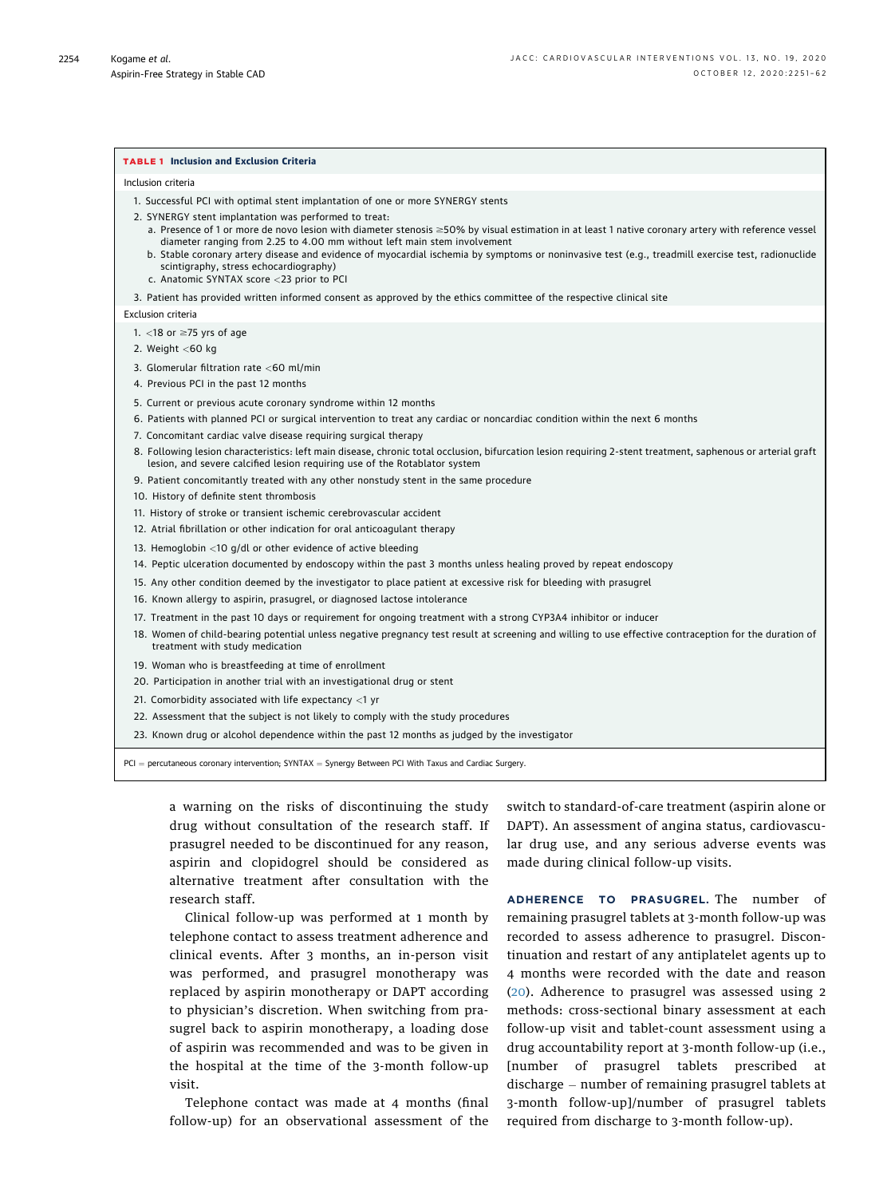**TABLE 1 Inclusion and Exclusion Criteria**

Inclusion criteria

1. Successful PCI with optimal stent implantation of one or more SYNERGY stents
2. SYNERGY stent implantation was performed to treat:
   a. Presence of 1 or more de novo lesion with diameter stenosis ≥50% by visual estimation in at least 1 native coronary artery with reference vessel diameter ranging from 2.25 to 4.00 mm without left main stem involvement
   b. Stable coronary artery disease and evidence of myocardial ischemia by symptoms or noninvasive test (e.g., treadmill exercise test, radionuclide scintigraphy, stress echocardiography)
   c. Anatomic SYNTAX score <23 prior to PCI
3. Patient has provided written informed consent as approved by the ethics committee of the respective clinical site

Exclusion criteria

1. <18 or ≥75 yrs of age
2. Weight <60 kg
3. Glomerular filtration rate <60 ml/min
4. Previous PCI in the past 12 months
5. Current or previous acute coronary syndrome within 12 months
6. Patients with planned PCI or surgical intervention to treat any cardiac or noncardiac condition within the next 6 months
7. Concomitant cardiac valve disease requiring surgical therapy
8. Following lesion characteristics: left main disease, chronic total occlusion, bifurcation lesion requiring 2-stent treatment, saphenous or arterial graft lesion, and severe calcified lesion requiring use of the Rotablator system
9. Patient concomitantly treated with any other nonstudy stent in the same procedure
10. History of definite stent thrombosis
11. History of stroke or transient ischemic cerebrovascular accident
12. Atrial fibrillation or other indication for oral anticoagulant therapy
13. Hemoglobin <10 g/dl or other evidence of active bleeding
14. Peptic ulceration documented by endoscopy within the past 3 months unless healing proved by repeat endoscopy
15. Any other condition deemed by the investigator to place patient at excessive risk for bleeding with prasugrel
16. Known allergy to aspirin, prasugrel, or diagnosed lactose intolerance
17. Treatment in the past 10 days or requirement for ongoing treatment with a strong CYP3A4 inhibitor or inducer
18. Women of child-bearing potential unless negative pregnancy test result at screening and willing to use effective contraception for the duration of treatment with study medication
19. Woman who is breastfeeding at time of enrollment
20. Participation in another trial with an investigational drug or stent
21. Comorbidity associated with life expectancy <1 yr
22. Assessment that the subject is not likely to comply with the study procedures
23. Known drug or alcohol dependence within the past 12 months as judged by the investigator

PCI = percutaneous coronary intervention; SYNTAX = Synergy Between PCI With Taxus and Cardiac Surgery.

a warning on the risks of discontinuing the study drug without consultation of the research staff. If prasugrel needed to be discontinued for any reason, aspirin and clopidogrel should be considered as alternative treatment after consultation with the research staff.

Clinical follow-up was performed at 1 month by telephone contact to assess treatment adherence and clinical events. After 3 months, an in-person visit was performed, and prasugrel monotherapy was replaced by aspirin monotherapy or DAPT according to physician's discretion. When switching from prasugrel back to aspirin monotherapy, a loading dose of aspirin was recommended and was to be given in the hospital at the time of the 3-month follow-up visit.

Telephone contact was made at 4 months (final follow-up) for an observational assessment of the switch to standard-of-care treatment (aspirin alone or DAPT). An assessment of angina status, cardiovascular drug use, and any serious adverse events was made during clinical follow-up visits.

**ADHERENCE TO PRASUGREL.** The number of remaining prasugrel tablets at 3-month follow-up was recorded to assess adherence to prasugrel. Discontinuation and restart of any antiplatelet agents up to 4 months were recorded with the date and reason (20). Adherence to prasugrel was assessed using 2 methods: cross-sectional binary assessment at each follow-up visit and tablet-count assessment using a drug accountability report at 3-month follow-up (i.e., [number of prasugrel tablets prescribed at discharge − number of remaining prasugrel tablets at 3-month follow-up]/number of prasugrel tablets required from discharge to 3-month follow-up).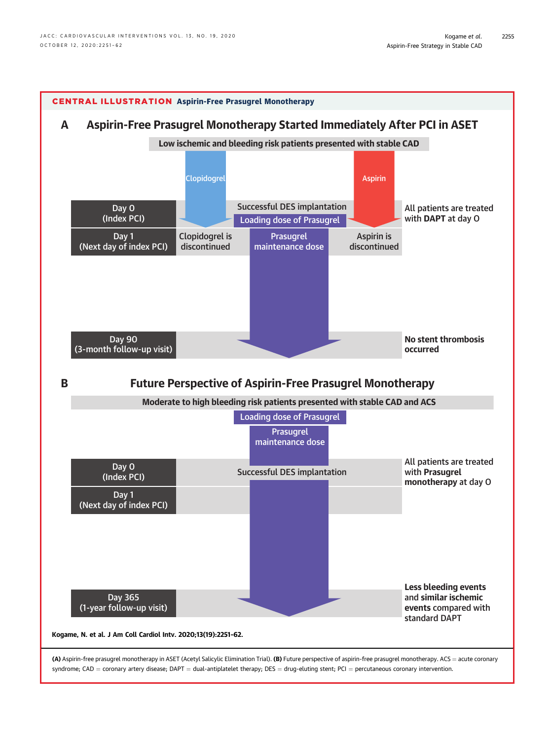## CENTRAL ILLUSTRATION Aspirin-Free Prasugrel Monotherapy

### A Aspirin-Free Prasugrel Monotherapy Started Immediately After PCI in ASET

Low ischemic and bleeding risk patients presented with stable CAD

Clopidogrel

Aspirin

Day 0 (Index PCI)

Successful DES implantation

Loading dose of Prasugrel

All patients are treated with **DAPT** at day 0

Day 1 (Next day of index PCI)

Clopidogrel is discontinued

Prasugrel maintenance dose

Aspirin is discontinued

Day 90 (3-month follow-up visit)

**No stent thrombosis occurred**

### B Future Perspective of Aspirin-Free Prasugrel Monotherapy

Moderate to high bleeding risk patients presented with stable CAD and ACS

Loading dose of Prasugrel

Prasugrel maintenance dose

Day 0 (Index PCI)

Successful DES implantation

All patients are treated with **Prasugrel monotherapy** at day 0

Day 1 (Next day of index PCI)

Day 365 (1-year follow-up visit)

**Less bleeding events** and **similar ischemic events** compared with standard DAPT

**Kogame, N. et al. J Am Coll Cardiol Intv. 2020;13(19):2251–62.**

**(A)** Aspirin-free prasugrel monotherapy in ASET (Acetyl Salicylic Elimination Trial). **(B)** Future perspective of aspirin-free prasugrel monotherapy. ACS = acute coronary syndrome; CAD = coronary artery disease; DAPT = dual-antiplatelet therapy; DES = drug-eluting stent; PCI = percutaneous coronary intervention.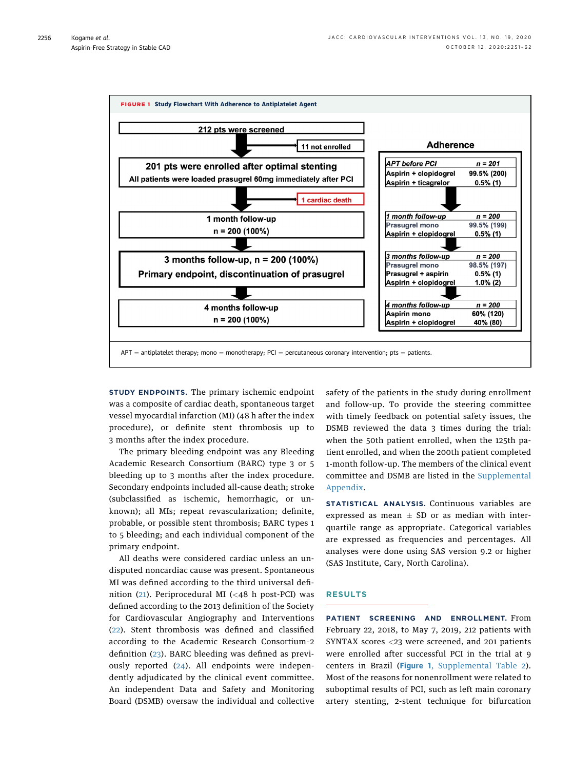**FIGURE 1** Study Flowchart With Adherence to Antiplatelet Agent

212 pts were screened

11 not enrolled

201 pts were enrolled after optimal stenting

All patients were loaded prasugrel 60mg immediately after PCI

1 cardiac death

1 month follow-up
n = 200 (100%)

3 months follow-up, n = 200 (100%)
Primary endpoint, discontinuation of prasugrel

4 months follow-up
n = 200 (100%)

**Adherence**

| *APT before PCI* | *n = 201* |
|---|---|
| Aspirin + clopidogrel | 99.5% (200) |
| Aspirin + ticagrelor | 0.5% (1) |

| *1 month follow-up* | *n = 200* |
|---|---|
| Prasugrel mono | 99.5% (199) |
| Aspirin + clopidogrel | 0.5% (1) |

| *3 months follow-up* | *n = 200* |
|---|---|
| Prasugrel mono | 98.5% (197) |
| Prasugrel + aspirin | 0.5% (1) |
| Aspirin + clopidogrel | 1.0% (2) |

| *4 months follow-up* | *n = 200* |
|---|---|
| Aspirin mono | 60% (120) |
| Aspirin + clopidogrel | 40% (80) |

APT = antiplatelet therapy; mono = monotherapy; PCI = percutaneous coronary intervention; pts = patients.

**STUDY ENDPOINTS.** The primary ischemic endpoint was a composite of cardiac death, spontaneous target vessel myocardial infarction (MI) (48 h after the index procedure), or definite stent thrombosis up to 3 months after the index procedure.

The primary bleeding endpoint was any Bleeding Academic Research Consortium (BARC) type 3 or 5 bleeding up to 3 months after the index procedure. Secondary endpoints included all-cause death; stroke (subclassified as ischemic, hemorrhagic, or unknown); all MIs; repeat revascularization; definite, probable, or possible stent thrombosis; BARC types 1 to 5 bleeding; and each individual component of the primary endpoint.

All deaths were considered cardiac unless an undisputed noncardiac cause was present. Spontaneous MI was defined according to the third universal definition (21). Periprocedural MI (<48 h post-PCI) was defined according to the 2013 definition of the Society for Cardiovascular Angiography and Interventions (22). Stent thrombosis was defined and classified according to the Academic Research Consortium-2 definition (23). BARC bleeding was defined as previously reported (24). All endpoints were independently adjudicated by the clinical event committee. An independent Data and Safety and Monitoring Board (DSMB) oversaw the individual and collective safety of the patients in the study during enrollment and follow-up. To provide the steering committee with timely feedback on potential safety issues, the DSMB reviewed the data 3 times during the trial: when the 50th patient enrolled, when the 125th patient enrolled, and when the 200th patient completed 1-month follow-up. The members of the clinical event committee and DSMB are listed in the Supplemental Appendix.

**STATISTICAL ANALYSIS.** Continuous variables are expressed as mean ± SD or as median with interquartile range as appropriate. Categorical variables are expressed as frequencies and percentages. All analyses were done using SAS version 9.2 or higher (SAS Institute, Cary, North Carolina).

## RESULTS

**PATIENT SCREENING AND ENROLLMENT.** From February 22, 2018, to May 7, 2019, 212 patients with SYNTAX scores <23 were screened, and 201 patients were enrolled after successful PCI in the trial at 9 centers in Brazil (**Figure 1**, Supplemental Table 2). Most of the reasons for nonenrollment were related to suboptimal results of PCI, such as left main coronary artery stenting, 2-stent technique for bifurcation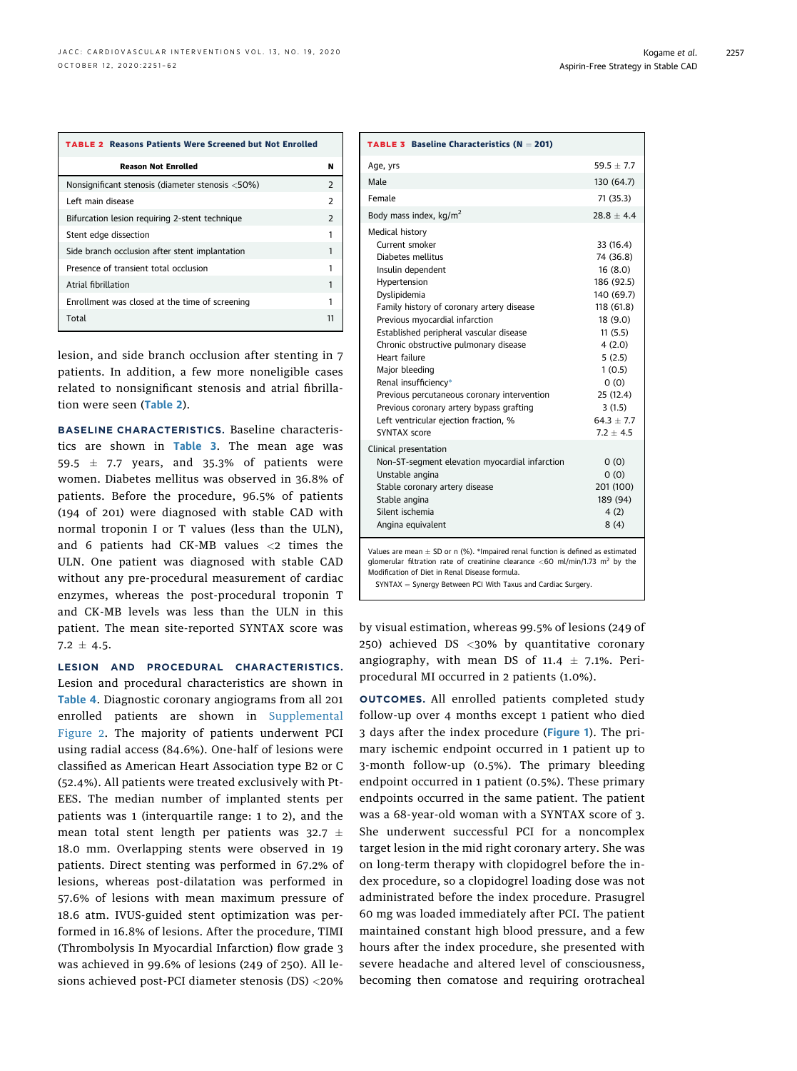**TABLE 2 Reasons Patients Were Screened but Not Enrolled**

| Reason Not Enrolled | N |
|---|---|
| Nonsignificant stenosis (diameter stenosis <50%) | 2 |
| Left main disease | 2 |
| Bifurcation lesion requiring 2-stent technique | 2 |
| Stent edge dissection | 1 |
| Side branch occlusion after stent implantation | 1 |
| Presence of transient total occlusion | 1 |
| Atrial fibrillation | 1 |
| Enrollment was closed at the time of screening | 1 |
| Total | 11 |

lesion, and side branch occlusion after stenting in 7 patients. In addition, a few more noneligible cases related to nonsignificant stenosis and atrial fibrillation were seen (Table 2).

**BASELINE CHARACTERISTICS.** Baseline characteristics are shown in Table 3. The mean age was 59.5 ± 7.7 years, and 35.3% of patients were women. Diabetes mellitus was observed in 36.8% of patients. Before the procedure, 96.5% of patients (194 of 201) were diagnosed with stable CAD with normal troponin I or T values (less than the ULN), and 6 patients had CK-MB values <2 times the ULN. One patient was diagnosed with stable CAD without any pre-procedural measurement of cardiac enzymes, whereas the post-procedural troponin T and CK-MB levels was less than the ULN in this patient. The mean site-reported SYNTAX score was 7.2 ± 4.5.

**LESION AND PROCEDURAL CHARACTERISTICS.** Lesion and procedural characteristics are shown in Table 4. Diagnostic coronary angiograms from all 201 enrolled patients are shown in Supplemental Figure 2. The majority of patients underwent PCI using radial access (84.6%). One-half of lesions were classified as American Heart Association type B2 or C (52.4%). All patients were treated exclusively with Pt-EES. The median number of implanted stents per patients was 1 (interquartile range: 1 to 2), and the mean total stent length per patients was 32.7 ± 18.0 mm. Overlapping stents were observed in 19 patients. Direct stenting was performed in 67.2% of lesions, whereas post-dilatation was performed in 57.6% of lesions with mean maximum pressure of 18.6 atm. IVUS-guided stent optimization was performed in 16.8% of lesions. After the procedure, TIMI (Thrombolysis In Myocardial Infarction) flow grade 3 was achieved in 99.6% of lesions (249 of 250). All lesions achieved post-PCI diameter stenosis (DS) <20% by visual estimation, whereas 99.5% of lesions (249 of 250) achieved DS <30% by quantitative coronary angiography, with mean DS of 11.4 ± 7.1%. Periprocedural MI occurred in 2 patients (1.0%).

**TABLE 3 Baseline Characteristics (N = 201)**

| | |
|---|---|
| Age, yrs | 59.5 ± 7.7 |
| Male | 130 (64.7) |
| Female | 71 (35.3) |
| Body mass index, kg/m$^2$ | 28.8 ± 4.4 |
| Medical history | |
| Current smoker | 33 (16.4) |
| Diabetes mellitus | 74 (36.8) |
| Insulin dependent | 16 (8.0) |
| Hypertension | 186 (92.5) |
| Dyslipidemia | 140 (69.7) |
| Family history of coronary artery disease | 118 (61.8) |
| Previous myocardial infarction | 18 (9.0) |
| Established peripheral vascular disease | 11 (5.5) |
| Chronic obstructive pulmonary disease | 4 (2.0) |
| Heart failure | 5 (2.5) |
| Major bleeding | 1 (0.5) |
| Renal insufficiency* | 0 (0) |
| Previous percutaneous coronary intervention | 25 (12.4) |
| Previous coronary artery bypass grafting | 3 (1.5) |
| Left ventricular ejection fraction, % | 64.3 ± 7.7 |
| SYNTAX score | 7.2 ± 4.5 |
| Clinical presentation | |
| Non–ST-segment elevation myocardial infarction | 0 (0) |
| Unstable angina | 0 (0) |
| Stable coronary artery disease | 201 (100) |
| Stable angina | 189 (94) |
| Silent ischemia | 4 (2) |
| Angina equivalent | 8 (4) |

Values are mean ± SD or n (%). *Impaired renal function is defined as estimated glomerular filtration rate of creatinine clearance <60 ml/min/1.73 m$^2$ by the Modification of Diet in Renal Disease formula.
SYNTAX = Synergy Between PCI With Taxus and Cardiac Surgery.

**OUTCOMES.** All enrolled patients completed study follow-up over 4 months except 1 patient who died 3 days after the index procedure (Figure 1). The primary ischemic endpoint occurred in 1 patient up to 3-month follow-up (0.5%). The primary bleeding endpoint occurred in 1 patient (0.5%). These primary endpoints occurred in the same patient. The patient was a 68-year-old woman with a SYNTAX score of 3. She underwent successful PCI for a noncomplex target lesion in the mid right coronary artery. She was on long-term therapy with clopidogrel before the index procedure, so a clopidogrel loading dose was not administrated before the index procedure. Prasugrel 60 mg was loaded immediately after PCI. The patient maintained constant high blood pressure, and a few hours after the index procedure, she presented with severe headache and altered level of consciousness, becoming then comatose and requiring orotracheal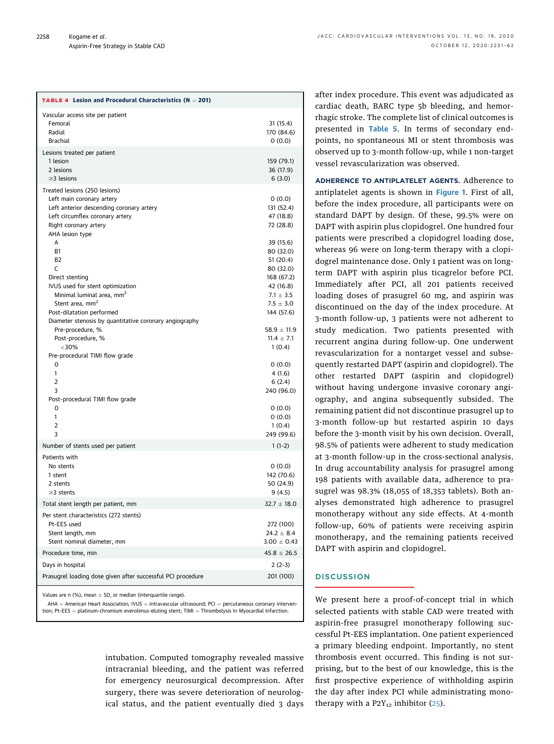**TABLE 4 Lesion and Procedural Characteristics (N = 201)**

| | |
|---|---|
| Vascular access site per patient | |
| Femoral | 31 (15.4) |
| Radial | 170 (84.6) |
| Brachial | 0 (0.0) |
| Lesions treated per patient | |
| 1 lesion | 159 (79.1) |
| 2 lesions | 36 (17.9) |
| ≥3 lesions | 6 (3.0) |
| Treated lesions (250 lesions) | |
| Left main coronary artery | 0 (0.0) |
| Left anterior descending coronary artery | 131 (52.4) |
| Left circumflex coronary artery | 47 (18.8) |
| Right coronary artery | 72 (28.8) |
| AHA lesion type | |
| A | 39 (15.6) |
| B1 | 80 (32.0) |
| B2 | 51 (20.4) |
| C | 80 (32.0) |
| Direct stenting | 168 (67.2) |
| IVUS used for stent optimization | 42 (16.8) |
| Minimal luminal area, $mm^2$ | 7.1 ± 3.5 |
| Stent area, $mm^2$ | 7.5 ± 3.0 |
| Post-dilatation performed | 144 (57.6) |
| Diameter stenosis by quantitative coronary angiography | |
| Pre-procedure, % | 58.9 ± 11.9 |
| Post-procedure, % | 11.4 ± 7.1 |
| <30% | 1 (0.4) |
| Pre-procedural TIMI flow grade | |
| 0 | 0 (0.0) |
| 1 | 4 (1.6) |
| 2 | 6 (2.4) |
| 3 | 240 (96.0) |
| Post-procedural TIMI flow grade | |
| 0 | 0 (0.0) |
| 1 | 0 (0.0) |
| 2 | 1 (0.4) |
| 3 | 249 (99.6) |
| Number of stents used per patient | 1 (1–2) |
| Patients with | |
| No stents | 0 (0.0) |
| 1 stent | 142 (70.6) |
| 2 stents | 50 (24.9) |
| ≥3 stents | 9 (4.5) |
| Total stent length per patient, mm | 32.7 ± 18.0 |
| Per stent characteristics (272 stents) | |
| Pt-EES used | 272 (100) |
| Stent length, mm | 24.2 ± 8.4 |
| Stent nominal diameter, mm | 3.00 ± 0.43 |
| Procedure time, min | 45.8 ± 26.5 |
| Days in hospital | 2 (2–3) |
| Prasugrel loading dose given after successful PCI procedure | 201 (100) |

Values are n (%), mean ± SD, or median (interquartile range).

AHA = American Heart Association; IVUS = intravascular ultrasound; PCI = percutaneous coronary intervention; Pt-EES = platinum-chromium everolimus-eluting stent; TIMI = Thrombolysis In Myocardial Infarction.

intubation. Computed tomography revealed massive intracranial bleeding, and the patient was referred for emergency neurosurgical decompression. After surgery, there was severe deterioration of neurological status, and the patient eventually died 3 days after index procedure. This event was adjudicated as cardiac death, BARC type 5b bleeding, and hemorrhagic stroke. The complete list of clinical outcomes is presented in Table 5. In terms of secondary endpoints, no spontaneous MI or stent thrombosis was observed up to 3-month follow-up, while 1 non-target vessel revascularization was observed.

**ADHERENCE TO ANTIPLATELET AGENTS.** Adherence to antiplatelet agents is shown in Figure 1. First of all, before the index procedure, all participants were on standard DAPT by design. Of these, 99.5% were on DAPT with aspirin plus clopidogrel. One hundred four patients were prescribed a clopidogrel loading dose, whereas 96 were on long-term therapy with a clopidogrel maintenance dose. Only 1 patient was on long-term DAPT with aspirin plus ticagrelor before PCI. Immediately after PCI, all 201 patients received loading doses of prasugrel 60 mg, and aspirin was discontinued on the day of the index procedure. At 3-month follow-up, 3 patients were not adherent to study medication. Two patients presented with recurrent angina during follow-up. One underwent revascularization for a nontarget vessel and subsequently restarted DAPT (aspirin and clopidogrel). The other restarted DAPT (aspirin and clopidogrel) without having undergone invasive coronary angiography, and angina subsequently subsided. The remaining patient did not discontinue prasugrel up to 3-month follow-up but restarted aspirin 10 days before the 3-month visit by his own decision. Overall, 98.5% of patients were adherent to study medication at 3-month follow-up in the cross-sectional analysis. In drug accountability analysis for prasugrel among 198 patients with available data, adherence to prasugrel was 98.3% (18,055 of 18,353 tablets). Both analyses demonstrated high adherence to prasugrel monotherapy without any side effects. At 4-month follow-up, 60% of patients were receiving aspirin monotherapy, and the remaining patients received DAPT with aspirin and clopidogrel.

## DISCUSSION

We present here a proof-of-concept trial in which selected patients with stable CAD were treated with aspirin-free prasugrel monotherapy following successful Pt-EES implantation. One patient experienced a primary bleeding endpoint. Importantly, no stent thrombosis event occurred. This finding is not surprising, but to the best of our knowledge, this is the first prospective experience of withholding aspirin the day after index PCI while administrating monotherapy with a $P2Y_{12}$ inhibitor (25).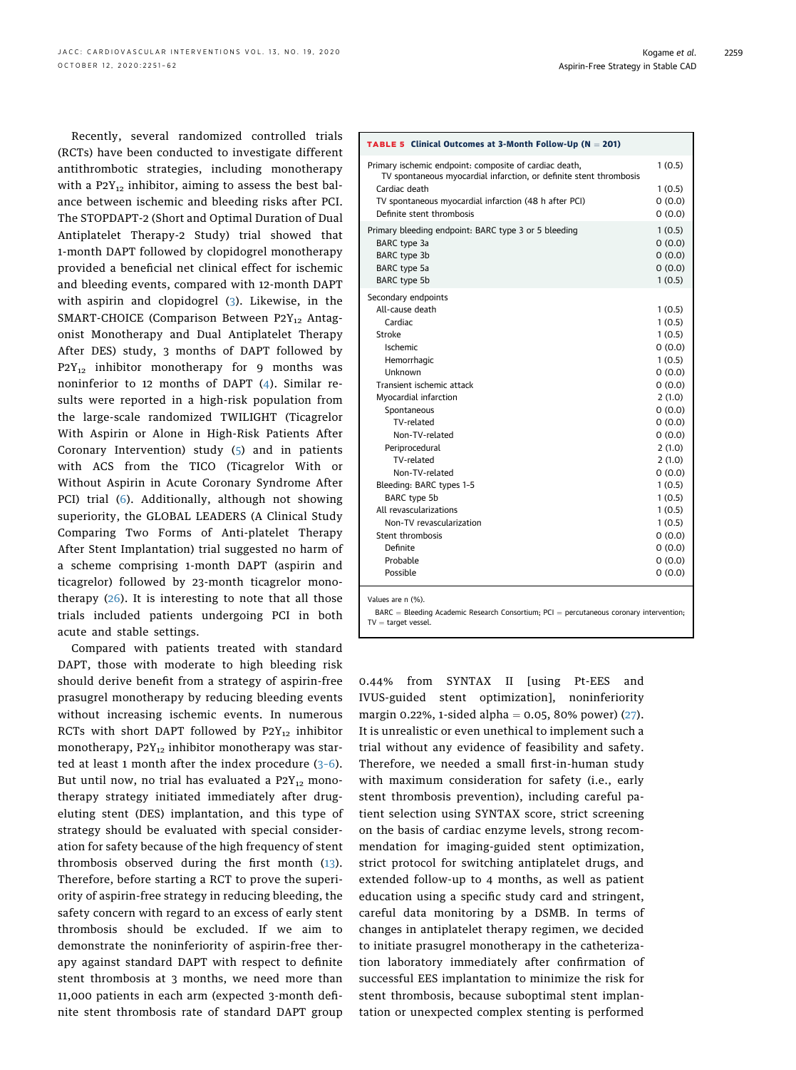Recently, several randomized controlled trials (RCTs) have been conducted to investigate different antithrombotic strategies, including monotherapy with a $P2Y_{12}$ inhibitor, aiming to assess the best balance between ischemic and bleeding risks after PCI. The STOPDAPT-2 (Short and Optimal Duration of Dual Antiplatelet Therapy-2 Study) trial showed that 1-month DAPT followed by clopidogrel monotherapy provided a beneficial net clinical effect for ischemic and bleeding events, compared with 12-month DAPT with aspirin and clopidogrel (3). Likewise, in the SMART-CHOICE (Comparison Between $P2Y_{12}$ Antagonist Monotherapy and Dual Antiplatelet Therapy After DES) study, 3 months of DAPT followed by $P2Y_{12}$ inhibitor monotherapy for 9 months was noninferior to 12 months of DAPT (4). Similar results were reported in a high-risk population from the large-scale randomized TWILIGHT (Ticagrelor With Aspirin or Alone in High-Risk Patients After Coronary Intervention) study (5) and in patients with ACS from the TICO (Ticagrelor With or Without Aspirin in Acute Coronary Syndrome After PCI) trial (6). Additionally, although not showing superiority, the GLOBAL LEADERS (A Clinical Study Comparing Two Forms of Anti-platelet Therapy After Stent Implantation) trial suggested no harm of a scheme comprising 1-month DAPT (aspirin and ticagrelor) followed by 23-month ticagrelor monotherapy (26). It is interesting to note that all those trials included patients undergoing PCI in both acute and stable settings.

Compared with patients treated with standard DAPT, those with moderate to high bleeding risk should derive benefit from a strategy of aspirin-free prasugrel monotherapy by reducing bleeding events without increasing ischemic events. In numerous RCTs with short DAPT followed by $P2Y_{12}$ inhibitor monotherapy, $P2Y_{12}$ inhibitor monotherapy was started at least 1 month after the index procedure (3–6). But until now, no trial has evaluated a $P2Y_{12}$ monotherapy strategy initiated immediately after drug-eluting stent (DES) implantation, and this type of strategy should be evaluated with special consideration for safety because of the high frequency of stent thrombosis observed during the first month (13). Therefore, before starting a RCT to prove the superiority of aspirin-free strategy in reducing bleeding, the safety concern with regard to an excess of early stent thrombosis should be excluded. If we aim to demonstrate the noninferiority of aspirin-free therapy against standard DAPT with respect to definite stent thrombosis at 3 months, we need more than 11,000 patients in each arm (expected 3-month definite stent thrombosis rate of standard DAPT group 0.44% from SYNTAX II [using Pt-EES and IVUS-guided stent optimization], noninferiority margin 0.22%, 1-sided alpha = 0.05, 80% power) (27). It is unrealistic or even unethical to implement such a trial without any evidence of feasibility and safety. Therefore, we needed a small first-in-human study with maximum consideration for safety (i.e., early stent thrombosis prevention), including careful patient selection using SYNTAX score, strict screening on the basis of cardiac enzyme levels, strong recommendation for imaging-guided stent optimization, strict protocol for switching antiplatelet drugs, and extended follow-up to 4 months, as well as patient education using a specific study card and stringent, careful data monitoring by a DSMB. In terms of changes in antiplatelet therapy regimen, we decided to initiate prasugrel monotherapy in the catheterization laboratory immediately after confirmation of successful EES implantation to minimize the risk for stent thrombosis, because suboptimal stent implantation or unexpected complex stenting is performed

**TABLE 5 Clinical Outcomes at 3-Month Follow-Up (N = 201)**

| | |
|---|---|
| Primary ischemic endpoint: composite of cardiac death, TV spontaneous myocardial infarction, or definite stent thrombosis | 1 (0.5) |
| Cardiac death | 1 (0.5) |
| TV spontaneous myocardial infarction (48 h after PCI) | 0 (0.0) |
| Definite stent thrombosis | 0 (0.0) |
| Primary bleeding endpoint: BARC type 3 or 5 bleeding | 1 (0.5) |
| BARC type 3a | 0 (0.0) |
| BARC type 3b | 0 (0.0) |
| BARC type 5a | 0 (0.0) |
| BARC type 5b | 1 (0.5) |
| Secondary endpoints | |
| All-cause death | 1 (0.5) |
| Cardiac | 1 (0.5) |
| Stroke | 1 (0.5) |
| Ischemic | 0 (0.0) |
| Hemorrhagic | 1 (0.5) |
| Unknown | 0 (0.0) |
| Transient ischemic attack | 0 (0.0) |
| Myocardial infarction | 2 (1.0) |
| Spontaneous | 0 (0.0) |
| TV-related | 0 (0.0) |
| Non-TV-related | 0 (0.0) |
| Periprocedural | 2 (1.0) |
| TV-related | 2 (1.0) |
| Non-TV-related | 0 (0.0) |
| Bleeding: BARC types 1-5 | 1 (0.5) |
| BARC type 5b | 1 (0.5) |
| All revascularizations | 1 (0.5) |
| Non-TV revascularization | 1 (0.5) |
| Stent thrombosis | 0 (0.0) |
| Definite | 0 (0.0) |
| Probable | 0 (0.0) |
| Possible | 0 (0.0) |

Values are n (%).

BARC = Bleeding Academic Research Consortium; PCI = percutaneous coronary intervention; TV = target vessel.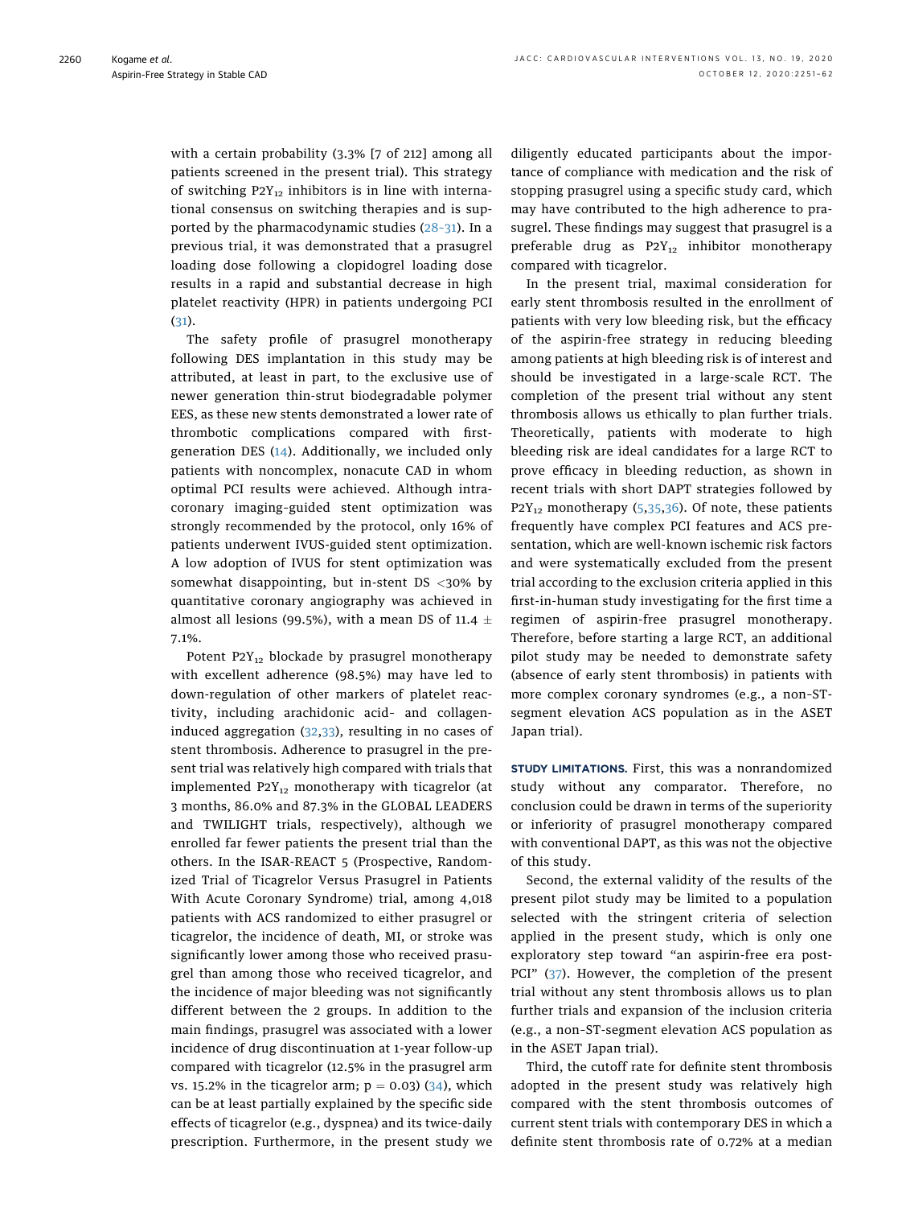with a certain probability (3.3% [7 of 212] among all patients screened in the present trial). This strategy of switching $P2Y_{12}$ inhibitors is in line with international consensus on switching therapies and is supported by the pharmacodynamic studies (28–31). In a previous trial, it was demonstrated that a prasugrel loading dose following a clopidogrel loading dose results in a rapid and substantial decrease in high platelet reactivity (HPR) in patients undergoing PCI (31).

The safety profile of prasugrel monotherapy following DES implantation in this study may be attributed, at least in part, to the exclusive use of newer generation thin-strut biodegradable polymer EES, as these new stents demonstrated a lower rate of thrombotic complications compared with first-generation DES (14). Additionally, we included only patients with noncomplex, nonacute CAD in whom optimal PCI results were achieved. Although intracoronary imaging-guided stent optimization was strongly recommended by the protocol, only 16% of patients underwent IVUS-guided stent optimization. A low adoption of IVUS for stent optimization was somewhat disappointing, but in-stent DS <30% by quantitative coronary angiography was achieved in almost all lesions (99.5%), with a mean DS of 11.4 ± 7.1%.

Potent $P2Y_{12}$ blockade by prasugrel monotherapy with excellent adherence (98.5%) may have led to down-regulation of other markers of platelet reactivity, including arachidonic acid- and collagen-induced aggregation (32,33), resulting in no cases of stent thrombosis. Adherence to prasugrel in the present trial was relatively high compared with trials that implemented $P2Y_{12}$ monotherapy with ticagrelor (at 3 months, 86.0% and 87.3% in the GLOBAL LEADERS and TWILIGHT trials, respectively), although we enrolled far fewer patients the present trial than the others. In the ISAR-REACT 5 (Prospective, Randomized Trial of Ticagrelor Versus Prasugrel in Patients With Acute Coronary Syndrome) trial, among 4,018 patients with ACS randomized to either prasugrel or ticagrelor, the incidence of death, MI, or stroke was significantly lower among those who received prasugrel than among those who received ticagrelor, and the incidence of major bleeding was not significantly different between the 2 groups. In addition to the main findings, prasugrel was associated with a lower incidence of drug discontinuation at 1-year follow-up compared with ticagrelor (12.5% in the prasugrel arm vs. 15.2% in the ticagrelor arm; $p = 0.03$) (34), which can be at least partially explained by the specific side effects of ticagrelor (e.g., dyspnea) and its twice-daily prescription. Furthermore, in the present study we diligently educated participants about the importance of compliance with medication and the risk of stopping prasugrel using a specific study card, which may have contributed to the high adherence to prasugrel. These findings may suggest that prasugrel is a preferable drug as $P2Y_{12}$ inhibitor monotherapy compared with ticagrelor.

In the present trial, maximal consideration for early stent thrombosis resulted in the enrollment of patients with very low bleeding risk, but the efficacy of the aspirin-free strategy in reducing bleeding among patients at high bleeding risk is of interest and should be investigated in a large-scale RCT. The completion of the present trial without any stent thrombosis allows us ethically to plan further trials. Theoretically, patients with moderate to high bleeding risk are ideal candidates for a large RCT to prove efficacy in bleeding reduction, as shown in recent trials with short DAPT strategies followed by $P2Y_{12}$ monotherapy (5,35,36). Of note, these patients frequently have complex PCI features and ACS presentation, which are well-known ischemic risk factors and were systematically excluded from the present trial according to the exclusion criteria applied in this first-in-human study investigating for the first time a regimen of aspirin-free prasugrel monotherapy. Therefore, before starting a large RCT, an additional pilot study may be needed to demonstrate safety (absence of early stent thrombosis) in patients with more complex coronary syndromes (e.g., a non–ST-segment elevation ACS population as in the ASET Japan trial).

**STUDY LIMITATIONS.** First, this was a nonrandomized study without any comparator. Therefore, no conclusion could be drawn in terms of the superiority or inferiority of prasugrel monotherapy compared with conventional DAPT, as this was not the objective of this study.

Second, the external validity of the results of the present pilot study may be limited to a population selected with the stringent criteria of selection applied in the present study, which is only one exploratory step toward "an aspirin-free era post-PCI" (37). However, the completion of the present trial without any stent thrombosis allows us to plan further trials and expansion of the inclusion criteria (e.g., a non–ST-segment elevation ACS population as in the ASET Japan trial).

Third, the cutoff rate for definite stent thrombosis adopted in the present study was relatively high compared with the stent thrombosis outcomes of current stent trials with contemporary DES in which a definite stent thrombosis rate of 0.72% at a median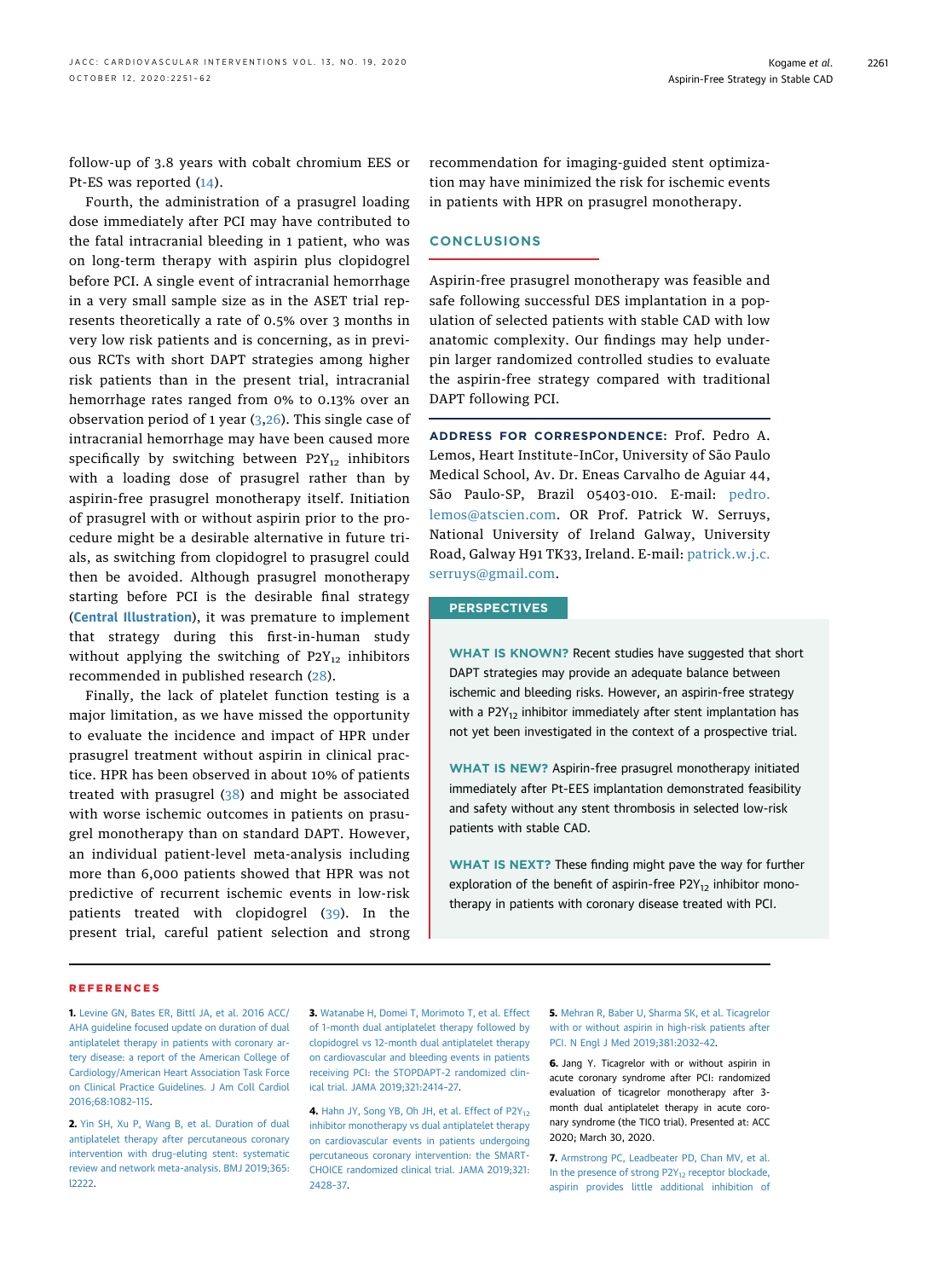follow-up of 3.8 years with cobalt chromium EES or Pt-ES was reported (14).

Fourth, the administration of a prasugrel loading dose immediately after PCI may have contributed to the fatal intracranial bleeding in 1 patient, who was on long-term therapy with aspirin plus clopidogrel before PCI. A single event of intracranial hemorrhage in a very small sample size as in the ASET trial represents theoretically a rate of 0.5% over 3 months in very low risk patients and is concerning, as in previous RCTs with short DAPT strategies among higher risk patients than in the present trial, intracranial hemorrhage rates ranged from 0% to 0.13% over an observation period of 1 year (3,26). This single case of intracranial hemorrhage may have been caused more specifically by switching between $P2Y_{12}$ inhibitors with a loading dose of prasugrel rather than by aspirin-free prasugrel monotherapy itself. Initiation of prasugrel with or without aspirin prior to the procedure might be a desirable alternative in future trials, as switching from clopidogrel to prasugrel could then be avoided. Although prasugrel monotherapy starting before PCI is the desirable final strategy (**Central Illustration**), it was premature to implement that strategy during this first-in-human study without applying the switching of $P2Y_{12}$ inhibitors recommended in published research (28).

Finally, the lack of platelet function testing is a major limitation, as we have missed the opportunity to evaluate the incidence and impact of HPR under prasugrel treatment without aspirin in clinical practice. HPR has been observed in about 10% of patients treated with prasugrel (38) and might be associated with worse ischemic outcomes in patients on prasugrel monotherapy than on standard DAPT. However, an individual patient-level meta-analysis including more than 6,000 patients showed that HPR was not predictive of recurrent ischemic events in low-risk patients treated with clopidogrel (39). In the present trial, careful patient selection and strong recommendation for imaging-guided stent optimization may have minimized the risk for ischemic events in patients with HPR on prasugrel monotherapy.

## CONCLUSIONS

Aspirin-free prasugrel monotherapy was feasible and safe following successful DES implantation in a population of selected patients with stable CAD with low anatomic complexity. Our findings may help underpin larger randomized controlled studies to evaluate the aspirin-free strategy compared with traditional DAPT following PCI.

**ADDRESS FOR CORRESPONDENCE:** Prof. Pedro A. Lemos, Heart Institute-InCor, University of São Paulo Medical School, Av. Dr. Eneas Carvalho de Aguiar 44, São Paulo-SP, Brazil 05403-010. E-mail: pedro.lemos@atscien.com. OR Prof. Patrick W. Serruys, National University of Ireland Galway, University Road, Galway H91 TK33, Ireland. E-mail: patrick.w.j.c.serruys@gmail.com.

## PERSPECTIVES

**WHAT IS KNOWN?** Recent studies have suggested that short DAPT strategies may provide an adequate balance between ischemic and bleeding risks. However, an aspirin-free strategy with a $P2Y_{12}$ inhibitor immediately after stent implantation has not yet been investigated in the context of a prospective trial.

**WHAT IS NEW?** Aspirin-free prasugrel monotherapy initiated immediately after Pt-EES implantation demonstrated feasibility and safety without any stent thrombosis in selected low-risk patients with stable CAD.

**WHAT IS NEXT?** These finding might pave the way for further exploration of the benefit of aspirin-free $P2Y_{12}$ inhibitor monotherapy in patients with coronary disease treated with PCI.

## REFERENCES

1. Levine GN, Bates ER, Bittl JA, et al. 2016 ACC/AHA guideline focused update on duration of dual antiplatelet therapy in patients with coronary artery disease: a report of the American College of Cardiology/American Heart Association Task Force on Clinical Practice Guidelines. J Am Coll Cardiol 2016;68:1082–115.

2. Yin SH, Xu P, Wang B, et al. Duration of dual antiplatelet therapy after percutaneous coronary intervention with drug-eluting stent: systematic review and network meta-analysis. BMJ 2019;365:l2222.

3. Watanabe H, Domei T, Morimoto T, et al. Effect of 1-month dual antiplatelet therapy followed by clopidogrel vs 12-month dual antiplatelet therapy on cardiovascular and bleeding events in patients receiving PCI: the STOPDAPT-2 randomized clinical trial. JAMA 2019;321:2414–27.

4. Hahn JY, Song YB, Oh JH, et al. Effect of $P2Y_{12}$ inhibitor monotherapy vs dual antiplatelet therapy on cardiovascular events in patients undergoing percutaneous coronary intervention: the SMART-CHOICE randomized clinical trial. JAMA 2019;321:2428–37.

5. Mehran R, Baber U, Sharma SK, et al. Ticagrelor with or without aspirin in high-risk patients after PCI. N Engl J Med 2019;381:2032–42.

6. Jang Y. Ticagrelor with or without aspirin in acute coronary syndrome after PCI: randomized evaluation of ticagrelor monotherapy after 3-month dual antiplatelet therapy in acute coronary syndrome (the TICO trial). Presented at: ACC 2020; March 30, 2020.

7. Armstrong PC, Leadbeater PD, Chan MV, et al. In the presence of strong $P2Y_{12}$ receptor blockade, aspirin provides little additional inhibition of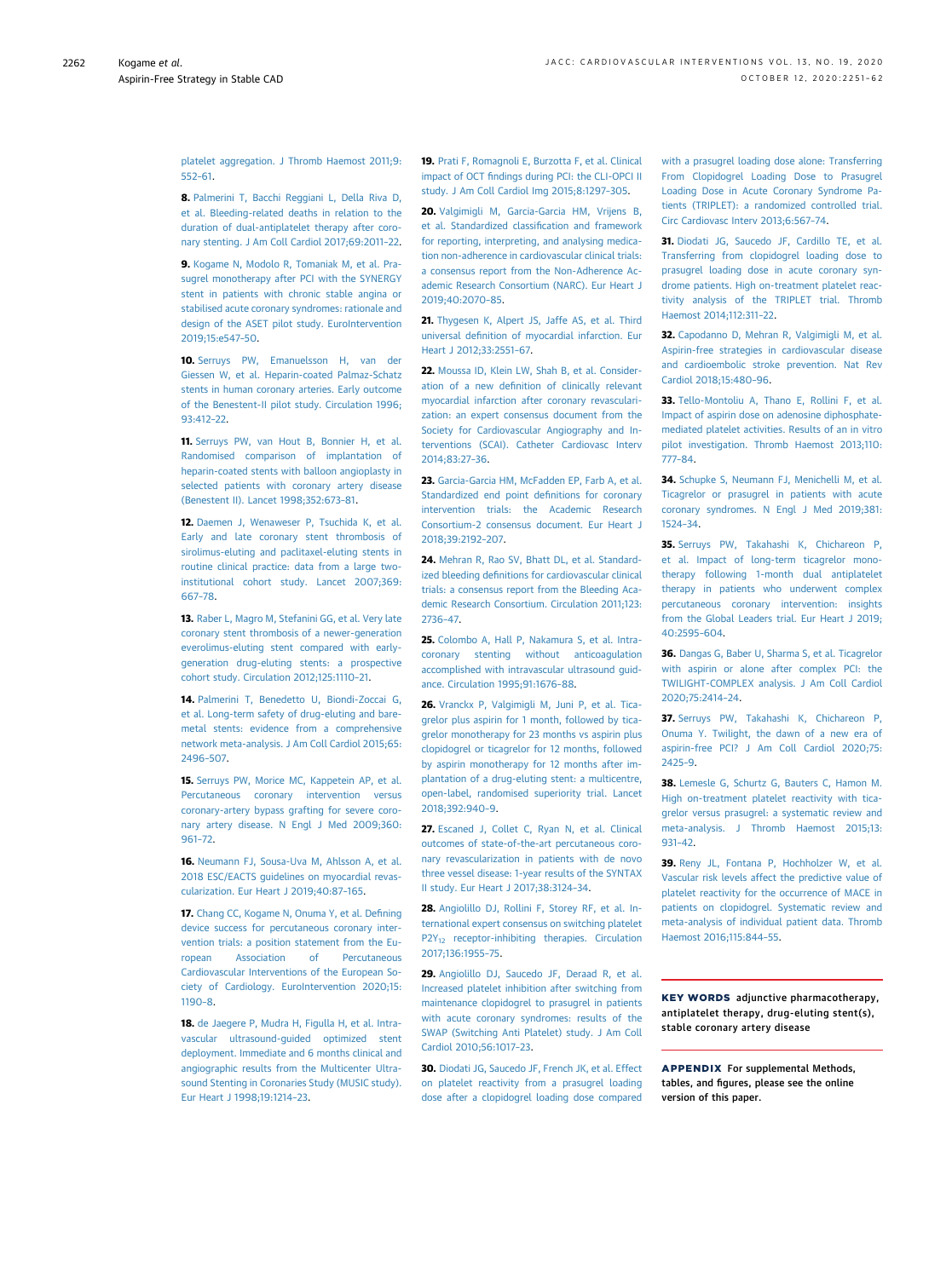platelet aggregation. J Thromb Haemost 2011;9:552–61.

**8.** Palmerini T, Bacchi Reggiani L, Della Riva D, et al. Bleeding-related deaths in relation to the duration of dual-antiplatelet therapy after coronary stenting. J Am Coll Cardiol 2017;69:2011–22.

**9.** Kogame N, Modolo R, Tomaniak M, et al. Prasugrel monotherapy after PCI with the SYNERGY stent in patients with chronic stable angina or stabilised acute coronary syndromes: rationale and design of the ASET pilot study. EuroIntervention 2019;15:e547–50.

**10.** Serruys PW, Emanuelsson H, van der Giessen W, et al. Heparin-coated Palmaz-Schatz stents in human coronary arteries. Early outcome of the Benestent-II pilot study. Circulation 1996;93:412–22.

**11.** Serruys PW, van Hout B, Bonnier H, et al. Randomised comparison of implantation of heparin-coated stents with balloon angioplasty in selected patients with coronary artery disease (Benestent II). Lancet 1998;352:673–81.

**12.** Daemen J, Wenaweser P, Tsuchida K, et al. Early and late coronary stent thrombosis of sirolimus-eluting and paclitaxel-eluting stents in routine clinical practice: data from a large two-institutional cohort study. Lancet 2007;369:667–78.

**13.** Raber L, Magro M, Stefanini GG, et al. Very late coronary stent thrombosis of a newer-generation everolimus-eluting stent compared with early-generation drug-eluting stents: a prospective cohort study. Circulation 2012;125:1110–21.

**14.** Palmerini T, Benedetto U, Biondi-Zoccai G, et al. Long-term safety of drug-eluting and bare-metal stents: evidence from a comprehensive network meta-analysis. J Am Coll Cardiol 2015;65:2496–507.

**15.** Serruys PW, Morice MC, Kappetein AP, et al. Percutaneous coronary intervention versus coronary-artery bypass grafting for severe coronary artery disease. N Engl J Med 2009;360:961–72.

**16.** Neumann FJ, Sousa-Uva M, Ahlsson A, et al. 2018 ESC/EACTS guidelines on myocardial revascularization. Eur Heart J 2019;40:87–165.

**17.** Chang CC, Kogame N, Onuma Y, et al. Defining device success for percutaneous coronary intervention trials: a position statement from the European Association of Percutaneous Cardiovascular Interventions of the European Society of Cardiology. EuroIntervention 2020;15:1190–8.

**18.** de Jaegere P, Mudra H, Figulla H, et al. Intravascular ultrasound-guided optimized stent deployment. Immediate and 6 months clinical and angiographic results from the Multicenter Ultrasound Stenting in Coronaries Study (MUSIC study). Eur Heart J 1998;19:1214–23.

**19.** Prati F, Romagnoli E, Burzotta F, et al. Clinical impact of OCT findings during PCI: the CLI-OPCI II study. J Am Coll Cardiol Img 2015;8:1297–305.

**20.** Valgimigli M, Garcia-Garcia HM, Vrijens B, et al. Standardized classification and framework for reporting, interpreting, and analysing medication non-adherence in cardiovascular clinical trials: a consensus report from the Non-Adherence Academic Research Consortium (NARC). Eur Heart J 2019;40:2070–85.

**21.** Thygesen K, Alpert JS, Jaffe AS, et al. Third universal definition of myocardial infarction. Eur Heart J 2012;33:2551–67.

**22.** Moussa ID, Klein LW, Shah B, et al. Consideration of a new definition of clinically relevant myocardial infarction after coronary revascularization: an expert consensus document from the Society for Cardiovascular Angiography and Interventions (SCAI). Catheter Cardiovasc Interv 2014;83:27–36.

**23.** Garcia-Garcia HM, McFadden EP, Farb A, et al. Standardized end point definitions for coronary intervention trials: the Academic Research Consortium-2 consensus document. Eur Heart J 2018;39:2192–207.

**24.** Mehran R, Rao SV, Bhatt DL, et al. Standardized bleeding definitions for cardiovascular clinical trials: a consensus report from the Bleeding Academic Research Consortium. Circulation 2011;123:2736–47.

**25.** Colombo A, Hall P, Nakamura S, et al. Intracoronary stenting without anticoagulation accomplished with intravascular ultrasound guidance. Circulation 1995;91:1676–88.

**26.** Vranckx P, Valgimigli M, Juni P, et al. Ticagrelor plus aspirin for 1 month, followed by ticagrelor monotherapy for 23 months vs aspirin plus clopidogrel or ticagrelor for 12 months, followed by aspirin monotherapy for 12 months after implantation of a drug-eluting stent: a multicentre, open-label, randomised superiority trial. Lancet 2018;392:940–9.

**27.** Escaned J, Collet C, Ryan N, et al. Clinical outcomes of state-of-the-art percutaneous coronary revascularization in patients with de novo three vessel disease: 1-year results of the SYNTAX II study. Eur Heart J 2017;38:3124–34.

**28.** Angiolillo DJ, Rollini F, Storey RF, et al. International expert consensus on switching platelet $P2Y_{12}$ receptor-inhibiting therapies. Circulation 2017;136:1955–75.

**29.** Angiolillo DJ, Saucedo JF, Deraad R, et al. Increased platelet inhibition after switching from maintenance clopidogrel to prasugrel in patients with acute coronary syndromes: results of the SWAP (Switching Anti Platelet) study. J Am Coll Cardiol 2010;56:1017–23.

**30.** Diodati JG, Saucedo JF, French JK, et al. Effect on platelet reactivity from a prasugrel loading dose after a clopidogrel loading dose compared with a prasugrel loading dose alone: Transferring From Clopidogrel Loading Dose to Prasugrel Loading Dose in Acute Coronary Syndrome Patients (TRIPLET): a randomized controlled trial. Circ Cardiovasc Interv 2013;6:567–74.

**31.** Diodati JG, Saucedo JF, Cardillo TE, et al. Transferring from clopidogrel loading dose to prasugrel loading dose in acute coronary syndrome patients. High on-treatment platelet reactivity analysis of the TRIPLET trial. Thromb Haemost 2014;112:311–22.

**32.** Capodanno D, Mehran R, Valgimigli M, et al. Aspirin-free strategies in cardiovascular disease and cardioembolic stroke prevention. Nat Rev Cardiol 2018;15:480–96.

**33.** Tello-Montoliu A, Thano E, Rollini F, et al. Impact of aspirin dose on adenosine diphosphate-mediated platelet activities. Results of an in vitro pilot investigation. Thromb Haemost 2013;110:777–84.

**34.** Schupke S, Neumann FJ, Menichelli M, et al. Ticagrelor or prasugrel in patients with acute coronary syndromes. N Engl J Med 2019;381:1524–34.

**35.** Serruys PW, Takahashi K, Chichareon P, et al. Impact of long-term ticagrelor monotherapy following 1-month dual antiplatelet therapy in patients who underwent complex percutaneous coronary intervention: insights from the Global Leaders trial. Eur Heart J 2019;40:2595–604.

**36.** Dangas G, Baber U, Sharma S, et al. Ticagrelor with aspirin or alone after complex PCI: the TWILIGHT-COMPLEX analysis. J Am Coll Cardiol 2020;75:2414–24.

**37.** Serruys PW, Takahashi K, Chichareon P, Onuma Y. Twilight, the dawn of a new era of aspirin-free PCI? J Am Coll Cardiol 2020;75:2425–9.

**38.** Lemesle G, Schurtz G, Bauters C, Hamon M. High on-treatment platelet reactivity with ticagrelor versus prasugrel: a systematic review and meta-analysis. J Thromb Haemost 2015;13:931–42.

**39.** Reny JL, Fontana P, Hochholzer W, et al. Vascular risk levels affect the predictive value of platelet reactivity for the occurrence of MACE in patients on clopidogrel. Systematic review and meta-analysis of individual patient data. Thromb Haemost 2016;115:844–55.

**KEY WORDS** adjunctive pharmacotherapy, antiplatelet therapy, drug-eluting stent(s), stable coronary artery disease

**APPENDIX** For supplemental Methods, tables, and figures, please see the online version of this paper.